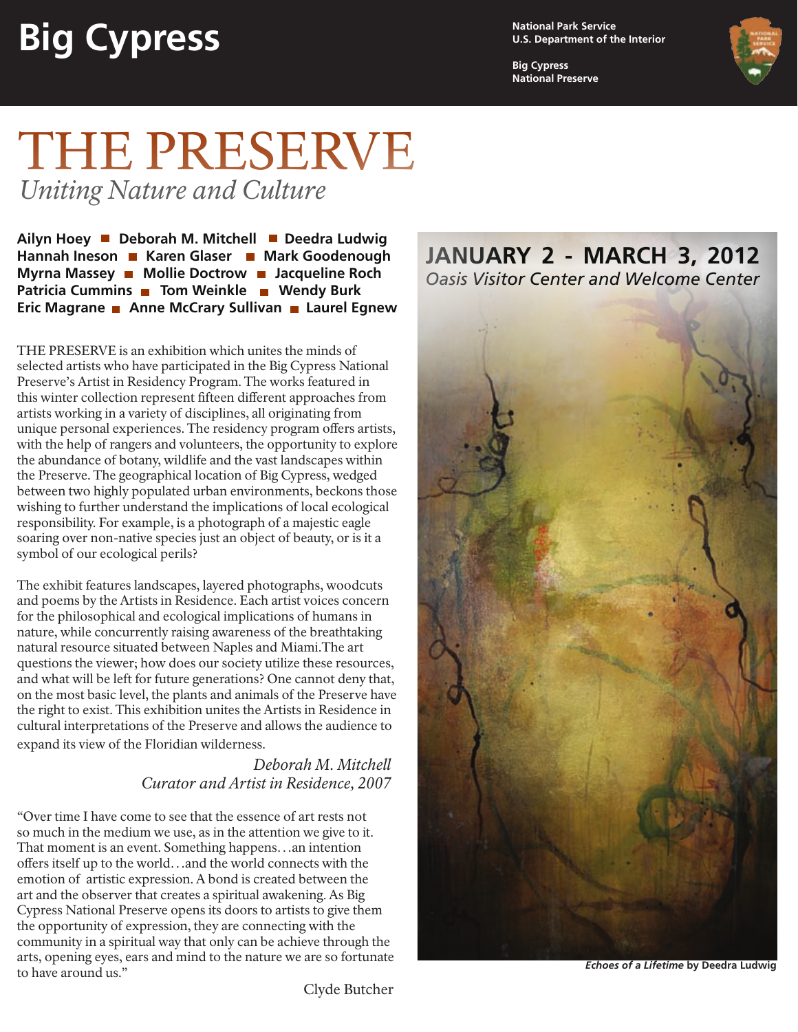# Big Cypress

National Park Service
U.S. Department of the Interior

Big Cypress
National Preserve

# THE PRESERVE

*Uniting Nature and Culture*

**Ailyn Hoey ■ Deborah M. Mitchell ■ Deedra Ludwig**
**Hannah Ineson ■ Karen Glaser ■ Mark Goodenough**
**Myrna Massey ■ Mollie Doctrow ■ Jacqueline Roch**
**Patricia Cummins ■ Tom Weinkle ■ Wendy Burk**
**Eric Magrane ■ Anne McCrary Sullivan ■ Laurel Egnew**

## JANUARY 2 - MARCH 3, 2012

*Oasis Visitor Center and Welcome Center*

THE PRESERVE is an exhibition which unites the minds of selected artists who have participated in the Big Cypress National Preserve's Artist in Residency Program. The works featured in this winter collection represent fifteen different approaches from artists working in a variety of disciplines, all originating from unique personal experiences. The residency program offers artists, with the help of rangers and volunteers, the opportunity to explore the abundance of botany, wildlife and the vast landscapes within the Preserve. The geographical location of Big Cypress, wedged between two highly populated urban environments, beckons those wishing to further understand the implications of local ecological responsibility. For example, is a photograph of a majestic eagle soaring over non-native species just an object of beauty, or is it a symbol of our ecological perils?

The exhibit features landscapes, layered photographs, woodcuts and poems by the Artists in Residence. Each artist voices concern for the philosophical and ecological implications of humans in nature, while concurrently raising awareness of the breathtaking natural resource situated between Naples and Miami.The art questions the viewer; how does our society utilize these resources, and what will be left for future generations? One cannot deny that, on the most basic level, the plants and animals of the Preserve have the right to exist. This exhibition unites the Artists in Residence in cultural interpretations of the Preserve and allows the audience to expand its view of the Floridian wilderness.

*Deborah M. Mitchell*
*Curator and Artist in Residence, 2007*

"Over time I have come to see that the essence of art rests not so much in the medium we use, as in the attention we give to it. That moment is an event. Something happens…an intention offers itself up to the world…and the world connects with the emotion of artistic expression. A bond is created between the art and the observer that creates a spiritual awakening. As Big Cypress National Preserve opens its doors to artists to give them the opportunity of expression, they are connecting with the community in a spiritual way that only can be achieve through the arts, opening eyes, ears and mind to the nature we are so fortunate to have around us."

Clyde Butcher

***Echoes of a Lifetime*** **by Deedra Ludwig**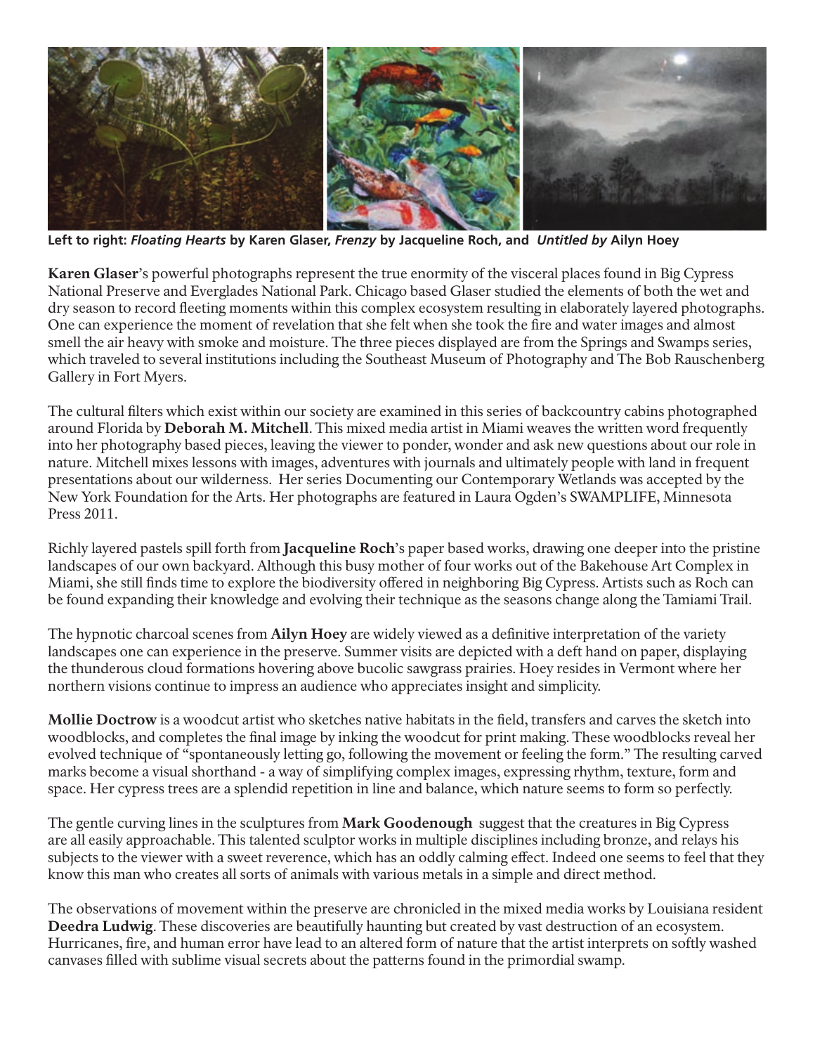**Left to right:** ***Floating Hearts*** **by Karen Glaser,** ***Frenzy*** **by Jacqueline Roch, and** ***Untitled by*** **Ailyn Hoey**

**Karen Glaser**'s powerful photographs represent the true enormity of the visceral places found in Big Cypress National Preserve and Everglades National Park. Chicago based Glaser studied the elements of both the wet and dry season to record fleeting moments within this complex ecosystem resulting in elaborately layered photographs. One can experience the moment of revelation that she felt when she took the fire and water images and almost smell the air heavy with smoke and moisture. The three pieces displayed are from the Springs and Swamps series, which traveled to several institutions including the Southeast Museum of Photography and The Bob Rauschenberg Gallery in Fort Myers.

The cultural filters which exist within our society are examined in this series of backcountry cabins photographed around Florida by **Deborah M. Mitchell**. This mixed media artist in Miami weaves the written word frequently into her photography based pieces, leaving the viewer to ponder, wonder and ask new questions about our role in nature. Mitchell mixes lessons with images, adventures with journals and ultimately people with land in frequent presentations about our wilderness. Her series Documenting our Contemporary Wetlands was accepted by the New York Foundation for the Arts. Her photographs are featured in Laura Ogden's SWAMPLIFE, Minnesota Press 2011.

Richly layered pastels spill forth from **Jacqueline Roch**'s paper based works, drawing one deeper into the pristine landscapes of our own backyard. Although this busy mother of four works out of the Bakehouse Art Complex in Miami, she still finds time to explore the biodiversity offered in neighboring Big Cypress. Artists such as Roch can be found expanding their knowledge and evolving their technique as the seasons change along the Tamiami Trail.

The hypnotic charcoal scenes from **Ailyn Hoey** are widely viewed as a definitive interpretation of the variety landscapes one can experience in the preserve. Summer visits are depicted with a deft hand on paper, displaying the thunderous cloud formations hovering above bucolic sawgrass prairies. Hoey resides in Vermont where her northern visions continue to impress an audience who appreciates insight and simplicity.

**Mollie Doctrow** is a woodcut artist who sketches native habitats in the field, transfers and carves the sketch into woodblocks, and completes the final image by inking the woodcut for print making. These woodblocks reveal her evolved technique of "spontaneously letting go, following the movement or feeling the form." The resulting carved marks become a visual shorthand - a way of simplifying complex images, expressing rhythm, texture, form and space. Her cypress trees are a splendid repetition in line and balance, which nature seems to form so perfectly.

The gentle curving lines in the sculptures from **Mark Goodenough** suggest that the creatures in Big Cypress are all easily approachable. This talented sculptor works in multiple disciplines including bronze, and relays his subjects to the viewer with a sweet reverence, which has an oddly calming effect. Indeed one seems to feel that they know this man who creates all sorts of animals with various metals in a simple and direct method.

The observations of movement within the preserve are chronicled in the mixed media works by Louisiana resident **Deedra Ludwig**. These discoveries are beautifully haunting but created by vast destruction of an ecosystem. Hurricanes, fire, and human error have lead to an altered form of nature that the artist interprets on softly washed canvases filled with sublime visual secrets about the patterns found in the primordial swamp.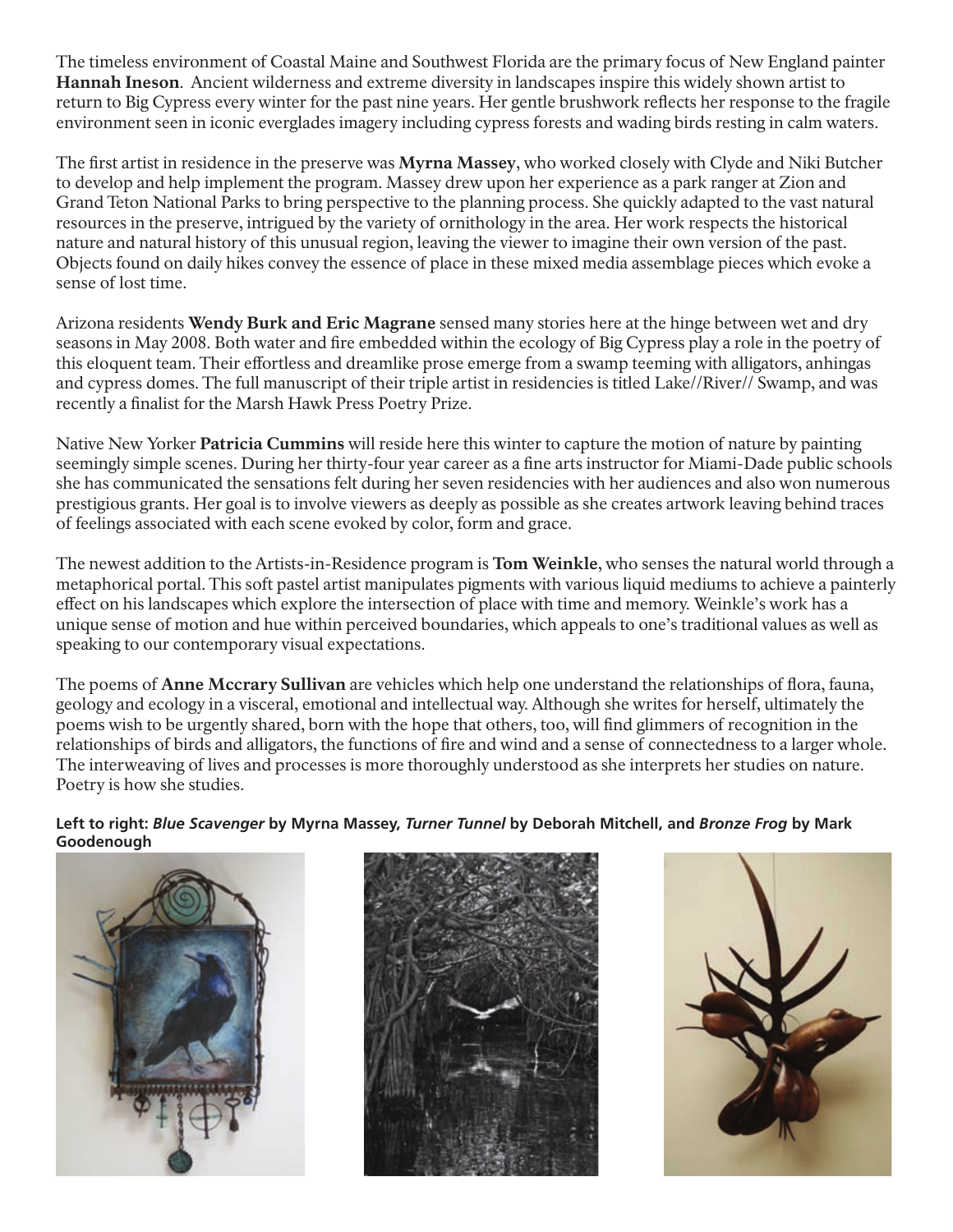The timeless environment of Coastal Maine and Southwest Florida are the primary focus of New England painter **Hannah Ineson**. Ancient wilderness and extreme diversity in landscapes inspire this widely shown artist to return to Big Cypress every winter for the past nine years. Her gentle brushwork reflects her response to the fragile environment seen in iconic everglades imagery including cypress forests and wading birds resting in calm waters.

The first artist in residence in the preserve was **Myrna Massey**, who worked closely with Clyde and Niki Butcher to develop and help implement the program. Massey drew upon her experience as a park ranger at Zion and Grand Teton National Parks to bring perspective to the planning process. She quickly adapted to the vast natural resources in the preserve, intrigued by the variety of ornithology in the area. Her work respects the historical nature and natural history of this unusual region, leaving the viewer to imagine their own version of the past. Objects found on daily hikes convey the essence of place in these mixed media assemblage pieces which evoke a sense of lost time.

Arizona residents **Wendy Burk and Eric Magrane** sensed many stories here at the hinge between wet and dry seasons in May 2008. Both water and fire embedded within the ecology of Big Cypress play a role in the poetry of this eloquent team. Their effortless and dreamlike prose emerge from a swamp teeming with alligators, anhingas and cypress domes. The full manuscript of their triple artist in residencies is titled Lake//River// Swamp, and was recently a finalist for the Marsh Hawk Press Poetry Prize.

Native New Yorker **Patricia Cummins** will reside here this winter to capture the motion of nature by painting seemingly simple scenes. During her thirty-four year career as a fine arts instructor for Miami-Dade public schools she has communicated the sensations felt during her seven residencies with her audiences and also won numerous prestigious grants. Her goal is to involve viewers as deeply as possible as she creates artwork leaving behind traces of feelings associated with each scene evoked by color, form and grace.

The newest addition to the Artists-in-Residence program is **Tom Weinkle**, who senses the natural world through a metaphorical portal. This soft pastel artist manipulates pigments with various liquid mediums to achieve a painterly effect on his landscapes which explore the intersection of place with time and memory. Weinkle's work has a unique sense of motion and hue within perceived boundaries, which appeals to one's traditional values as well as speaking to our contemporary visual expectations.

The poems of **Anne Mccrary Sullivan** are vehicles which help one understand the relationships of flora, fauna, geology and ecology in a visceral, emotional and intellectual way. Although she writes for herself, ultimately the poems wish to be urgently shared, born with the hope that others, too, will find glimmers of recognition in the relationships of birds and alligators, the functions of fire and wind and a sense of connectedness to a larger whole. The interweaving of lives and processes is more thoroughly understood as she interprets her studies on nature. Poetry is how she studies.

**Left to right: *Blue Scavenger* by Myrna Massey, *Turner Tunnel* by Deborah Mitchell, and *Bronze Frog* by Mark Goodenough**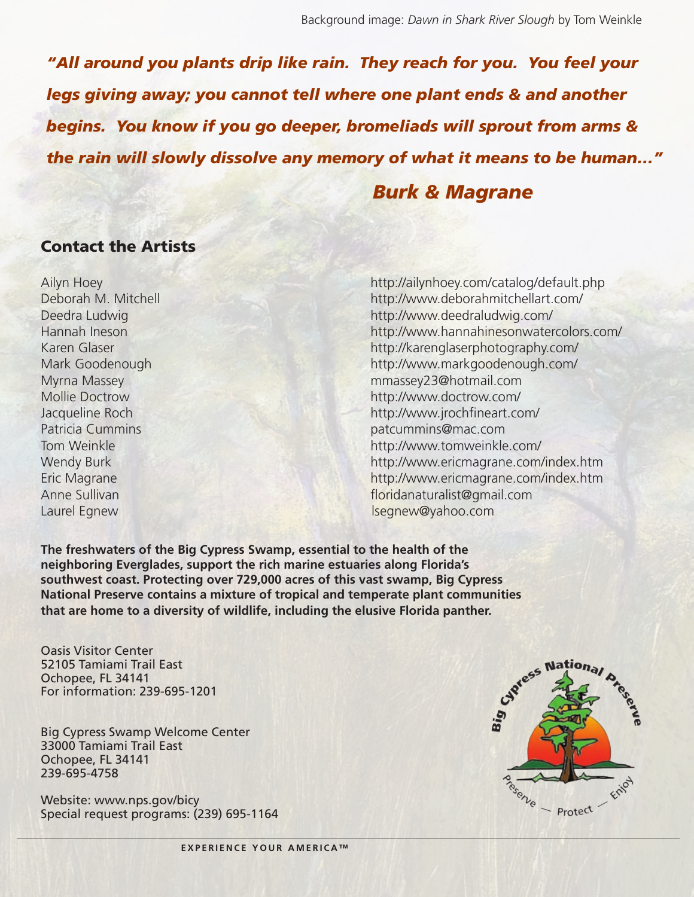Background image: *Dawn in Shark River Slough* by Tom Weinkle

*"All around you plants drip like rain. They reach for you. You feel your legs giving away; you cannot tell where one plant ends & and another begins. You know if you go deeper, bromeliads will sprout from arms & the rain will slowly dissolve any memory of what it means to be human..."*

*Burk & Magrane*

## Contact the Artists

| | |
|---|---|
| Ailyn Hoey | http://ailynhoey.com/catalog/default.php |
| Deborah M. Mitchell | http://www.deborahmitchellart.com/ |
| Deedra Ludwig | http://www.deedraludwig.com/ |
| Hannah Ineson | http://www.hannahinesonwatercolors.com/ |
| Karen Glaser | http://karenglaserphotography.com/ |
| Mark Goodenough | http://www.markgoodenough.com/ |
| Myrna Massey | mmassey23@hotmail.com |
| Mollie Doctrow | http://www.doctrow.com/ |
| Jacqueline Roch | http://www.jrochfineart.com/ |
| Patricia Cummins | patcummins@mac.com |
| Tom Weinkle | http://www.tomweinkle.com/ |
| Wendy Burk | http://www.ericmagrane.com/index.htm |
| Eric Magrane | http://www.ericmagrane.com/index.htm |
| Anne Sullivan | floridanaturalist@gmail.com |
| Laurel Egnew | lsegnew@yahoo.com |

**The freshwaters of the Big Cypress Swamp, essential to the health of the neighboring Everglades, support the rich marine estuaries along Florida's southwest coast. Protecting over 729,000 acres of this vast swamp, Big Cypress National Preserve contains a mixture of tropical and temperate plant communities that are home to a diversity of wildlife, including the elusive Florida panther.**

Oasis Visitor Center
52105 Tamiami Trail East
Ochopee, FL 34141
For information: 239-695-1201

Big Cypress Swamp Welcome Center
33000 Tamiami Trail East
Ochopee, FL 34141
239-695-4758

Website: www.nps.gov/bicy
Special request programs: (239) 695-1164

Big Cypress National Preserve
Preserve — Protect — Enjoy

EXPERIENCE YOUR AMERICA™